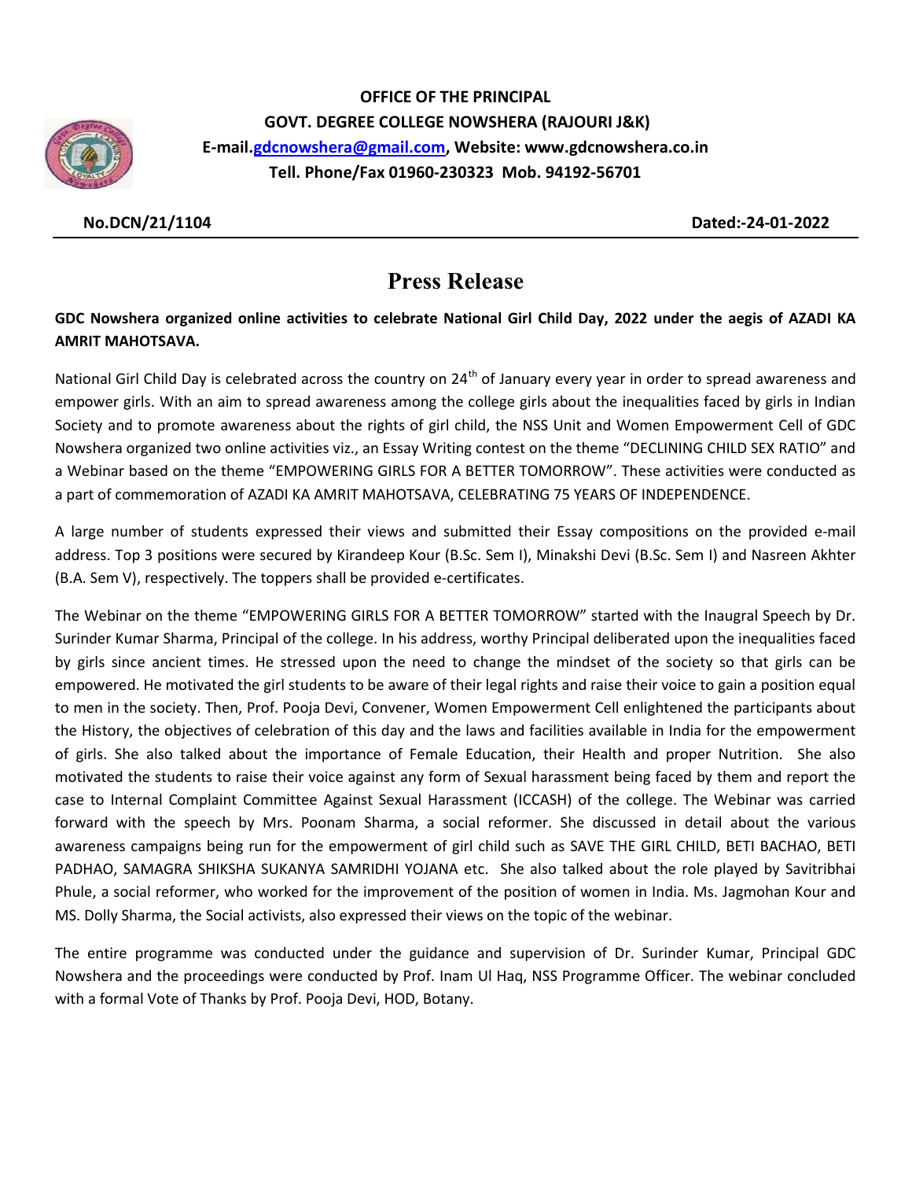**OFFICE OF THE PRINCIPAL**
**GOVT. DEGREE COLLEGE NOWSHERA (RAJOURI J&K)**
**E-mail.gdcnowshera@gmail.com, Website: www.gdcnowshera.co.in**
**Tell. Phone/Fax 01960-230323 Mob. 94192-56701**

**No.DCN/21/1104** **Dated:-24-01-2022**

# Press Release

**GDC Nowshera organized online activities to celebrate National Girl Child Day, 2022 under the aegis of AZADI KA AMRIT MAHOTSAVA.**

National Girl Child Day is celebrated across the country on 24th of January every year in order to spread awareness and empower girls. With an aim to spread awareness among the college girls about the inequalities faced by girls in Indian Society and to promote awareness about the rights of girl child, the NSS Unit and Women Empowerment Cell of GDC Nowshera organized two online activities viz., an Essay Writing contest on the theme "DECLINING CHILD SEX RATIO" and a Webinar based on the theme "EMPOWERING GIRLS FOR A BETTER TOMORROW". These activities were conducted as a part of commemoration of AZADI KA AMRIT MAHOTSAVA, CELEBRATING 75 YEARS OF INDEPENDENCE.

A large number of students expressed their views and submitted their Essay compositions on the provided e-mail address. Top 3 positions were secured by Kirandeep Kour (B.Sc. Sem I), Minakshi Devi (B.Sc. Sem I) and Nasreen Akhter (B.A. Sem V), respectively. The toppers shall be provided e-certificates.

The Webinar on the theme "EMPOWERING GIRLS FOR A BETTER TOMORROW" started with the Inaugral Speech by Dr. Surinder Kumar Sharma, Principal of the college. In his address, worthy Principal deliberated upon the inequalities faced by girls since ancient times. He stressed upon the need to change the mindset of the society so that girls can be empowered. He motivated the girl students to be aware of their legal rights and raise their voice to gain a position equal to men in the society. Then, Prof. Pooja Devi, Convener, Women Empowerment Cell enlightened the participants about the History, the objectives of celebration of this day and the laws and facilities available in India for the empowerment of girls. She also talked about the importance of Female Education, their Health and proper Nutrition. She also motivated the students to raise their voice against any form of Sexual harassment being faced by them and report the case to Internal Complaint Committee Against Sexual Harassment (ICCASH) of the college. The Webinar was carried forward with the speech by Mrs. Poonam Sharma, a social reformer. She discussed in detail about the various awareness campaigns being run for the empowerment of girl child such as SAVE THE GIRL CHILD, BETI BACHAO, BETI PADHAO, SAMAGRA SHIKSHA SUKANYA SAMRIDHI YOJANA etc. She also talked about the role played by Savitribhai Phule, a social reformer, who worked for the improvement of the position of women in India. Ms. Jagmohan Kour and MS. Dolly Sharma, the Social activists, also expressed their views on the topic of the webinar.

The entire programme was conducted under the guidance and supervision of Dr. Surinder Kumar, Principal GDC Nowshera and the proceedings were conducted by Prof. Inam Ul Haq, NSS Programme Officer. The webinar concluded with a formal Vote of Thanks by Prof. Pooja Devi, HOD, Botany.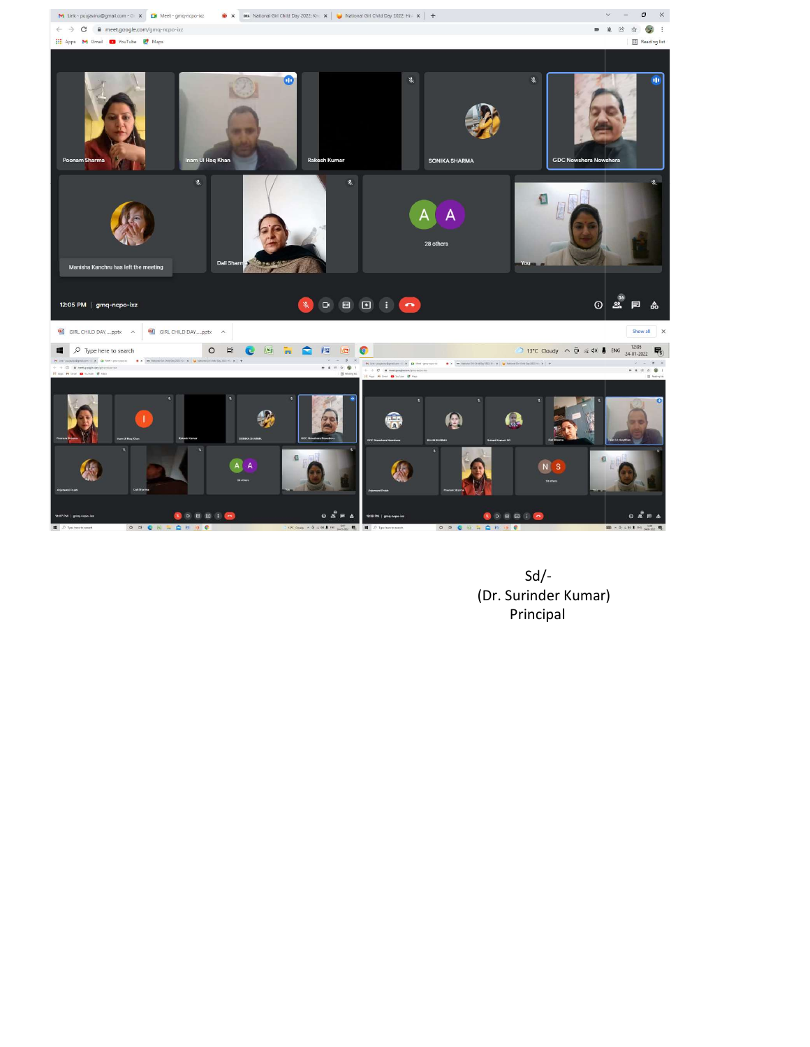Sd/-
(Dr. Surinder Kumar)
Principal